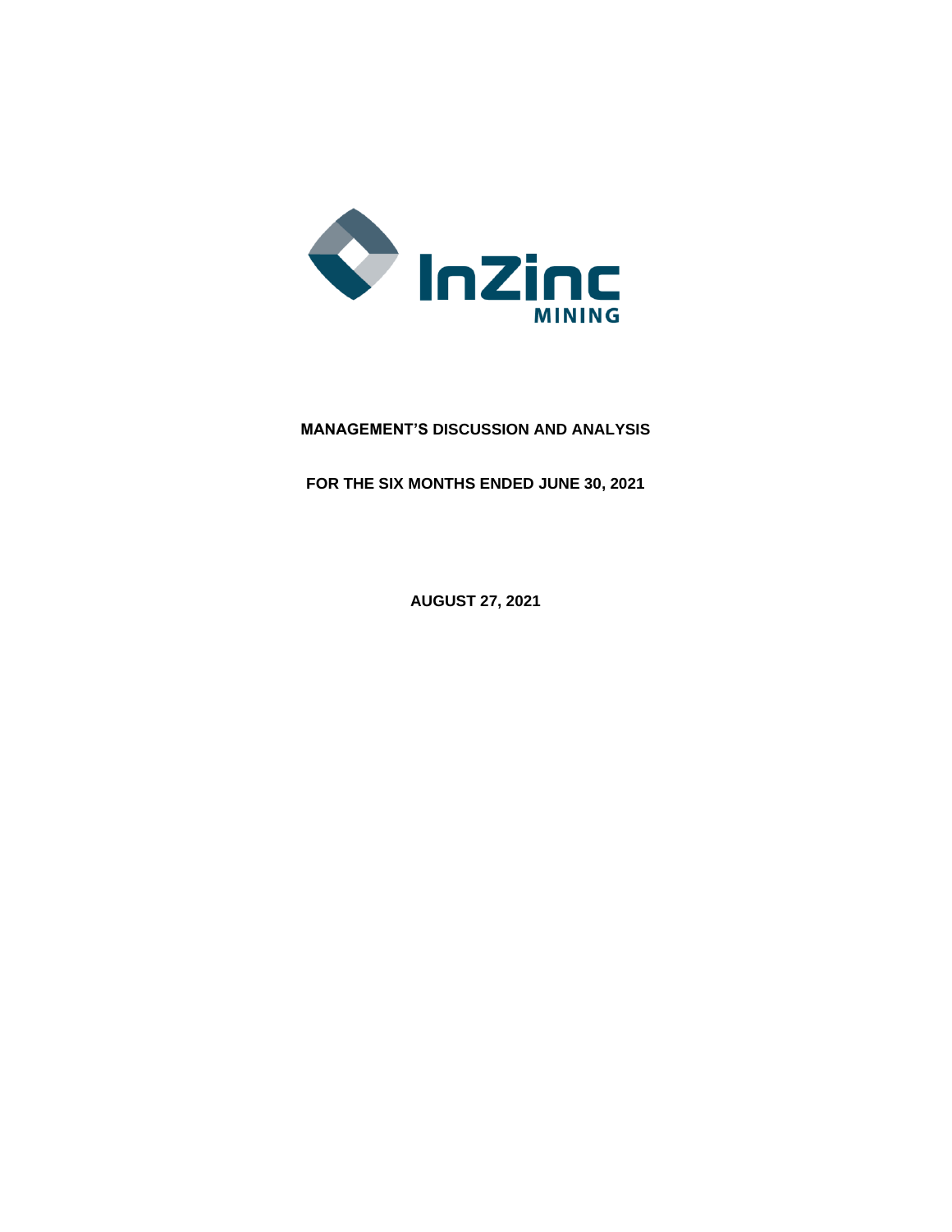InZinc MINING

# MANAGEMENT'S DISCUSSION AND ANALYSIS

## FOR THE SIX MONTHS ENDED JUNE 30, 2021

**AUGUST 27, 2021**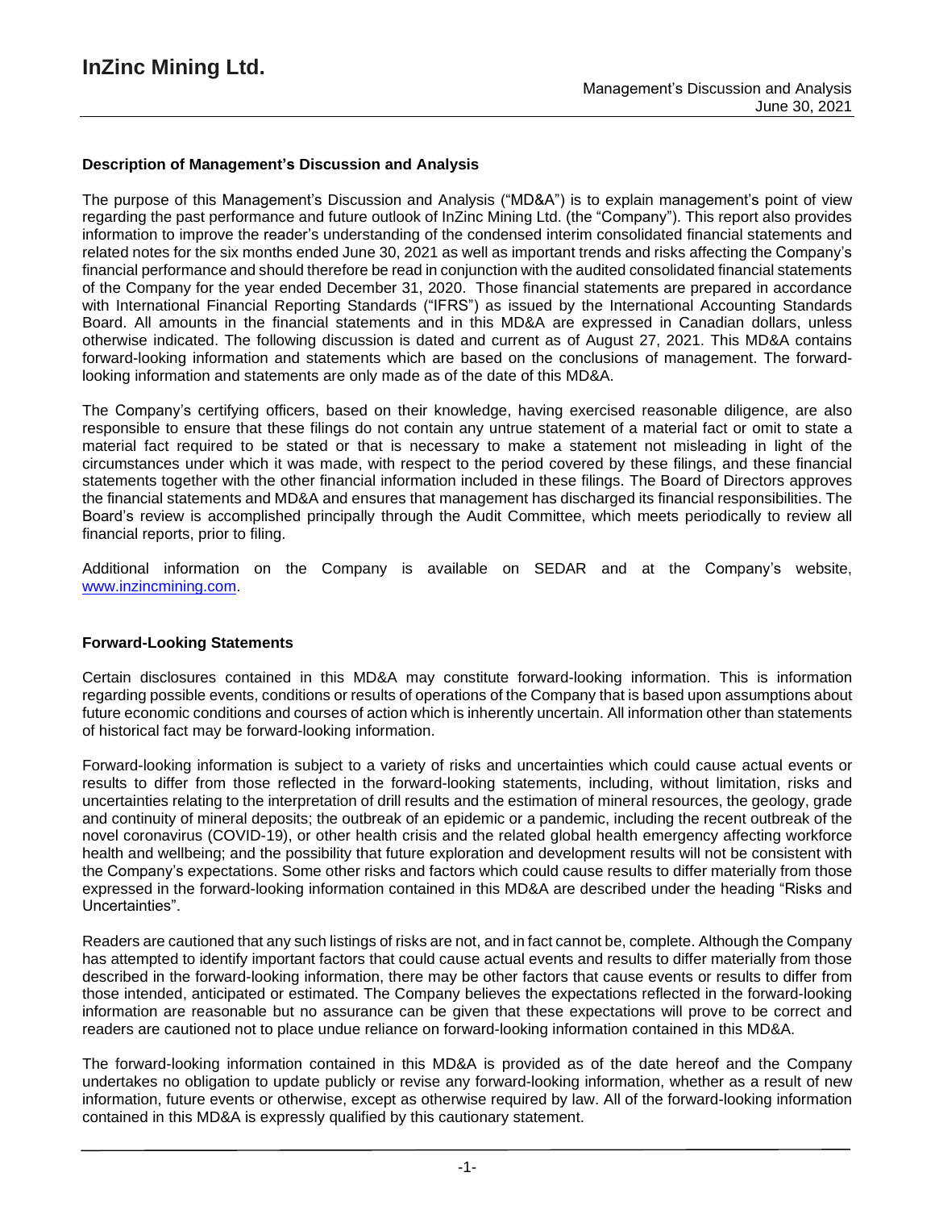## Description of Management's Discussion and Analysis

The purpose of this Management's Discussion and Analysis ("MD&A") is to explain management's point of view regarding the past performance and future outlook of InZinc Mining Ltd. (the "Company"). This report also provides information to improve the reader's understanding of the condensed interim consolidated financial statements and related notes for the six months ended June 30, 2021 as well as important trends and risks affecting the Company's financial performance and should therefore be read in conjunction with the audited consolidated financial statements of the Company for the year ended December 31, 2020. Those financial statements are prepared in accordance with International Financial Reporting Standards ("IFRS") as issued by the International Accounting Standards Board. All amounts in the financial statements and in this MD&A are expressed in Canadian dollars, unless otherwise indicated. The following discussion is dated and current as of August 27, 2021. This MD&A contains forward-looking information and statements which are based on the conclusions of management. The forward-looking information and statements are only made as of the date of this MD&A.

The Company's certifying officers, based on their knowledge, having exercised reasonable diligence, are also responsible to ensure that these filings do not contain any untrue statement of a material fact or omit to state a material fact required to be stated or that is necessary to make a statement not misleading in light of the circumstances under which it was made, with respect to the period covered by these filings, and these financial statements together with the other financial information included in these filings. The Board of Directors approves the financial statements and MD&A and ensures that management has discharged its financial responsibilities. The Board's review is accomplished principally through the Audit Committee, which meets periodically to review all financial reports, prior to filing.

Additional information on the Company is available on SEDAR and at the Company's website, [www.inzincmining.com](http://www.inzincmining.com).

## Forward-Looking Statements

Certain disclosures contained in this MD&A may constitute forward-looking information. This is information regarding possible events, conditions or results of operations of the Company that is based upon assumptions about future economic conditions and courses of action which is inherently uncertain. All information other than statements of historical fact may be forward-looking information.

Forward-looking information is subject to a variety of risks and uncertainties which could cause actual events or results to differ from those reflected in the forward-looking statements, including, without limitation, risks and uncertainties relating to the interpretation of drill results and the estimation of mineral resources, the geology, grade and continuity of mineral deposits; the outbreak of an epidemic or a pandemic, including the recent outbreak of the novel coronavirus (COVID-19), or other health crisis and the related global health emergency affecting workforce health and wellbeing; and the possibility that future exploration and development results will not be consistent with the Company's expectations. Some other risks and factors which could cause results to differ materially from those expressed in the forward-looking information contained in this MD&A are described under the heading "Risks and Uncertainties".

Readers are cautioned that any such listings of risks are not, and in fact cannot be, complete. Although the Company has attempted to identify important factors that could cause actual events and results to differ materially from those described in the forward-looking information, there may be other factors that cause events or results to differ from those intended, anticipated or estimated. The Company believes the expectations reflected in the forward-looking information are reasonable but no assurance can be given that these expectations will prove to be correct and readers are cautioned not to place undue reliance on forward-looking information contained in this MD&A.

The forward-looking information contained in this MD&A is provided as of the date hereof and the Company undertakes no obligation to update publicly or revise any forward-looking information, whether as a result of new information, future events or otherwise, except as otherwise required by law. All of the forward-looking information contained in this MD&A is expressly qualified by this cautionary statement.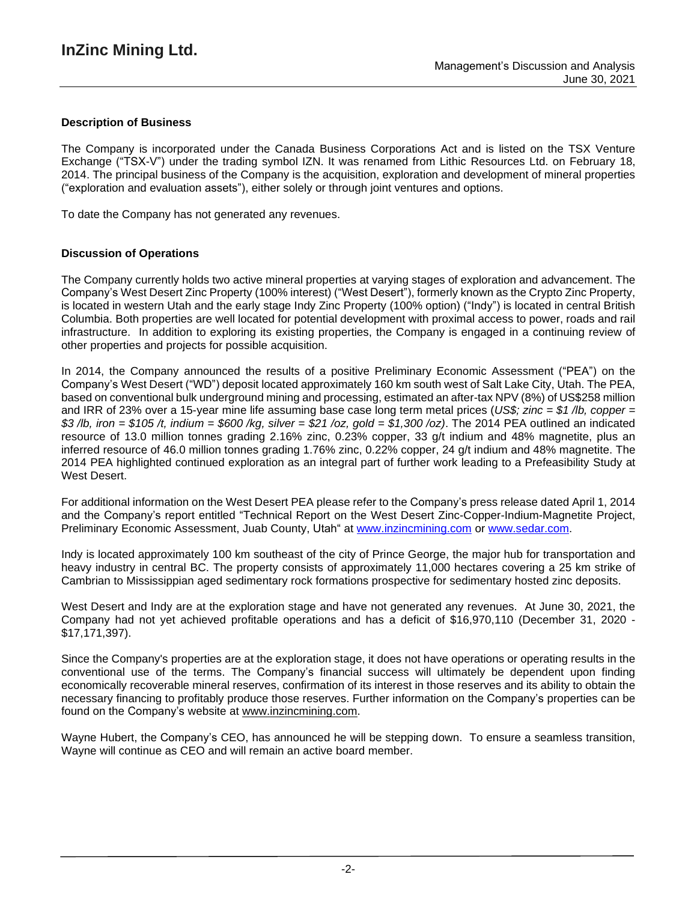## Description of Business

The Company is incorporated under the Canada Business Corporations Act and is listed on the TSX Venture Exchange ("TSX-V") under the trading symbol IZN. It was renamed from Lithic Resources Ltd. on February 18, 2014. The principal business of the Company is the acquisition, exploration and development of mineral properties ("exploration and evaluation assets"), either solely or through joint ventures and options.

To date the Company has not generated any revenues.

## Discussion of Operations

The Company currently holds two active mineral properties at varying stages of exploration and advancement. The Company's West Desert Zinc Property (100% interest) ("West Desert"), formerly known as the Crypto Zinc Property, is located in western Utah and the early stage Indy Zinc Property (100% option) ("Indy") is located in central British Columbia. Both properties are well located for potential development with proximal access to power, roads and rail infrastructure. In addition to exploring its existing properties, the Company is engaged in a continuing review of other properties and projects for possible acquisition.

In 2014, the Company announced the results of a positive Preliminary Economic Assessment ("PEA") on the Company's West Desert ("WD") deposit located approximately 160 km south west of Salt Lake City, Utah. The PEA, based on conventional bulk underground mining and processing, estimated an after-tax NPV (8%) of US$258 million and IRR of 23% over a 15-year mine life assuming base case long term metal prices (*US$; zinc = $1 /lb, copper = $3 /lb, iron = $105 /t, indium = $600 /kg, silver = $21 /oz, gold = $1,300 /oz)*. The 2014 PEA outlined an indicated resource of 13.0 million tonnes grading 2.16% zinc, 0.23% copper, 33 g/t indium and 48% magnetite, plus an inferred resource of 46.0 million tonnes grading 1.76% zinc, 0.22% copper, 24 g/t indium and 48% magnetite. The 2014 PEA highlighted continued exploration as an integral part of further work leading to a Prefeasibility Study at West Desert.

For additional information on the West Desert PEA please refer to the Company's press release dated April 1, 2014 and the Company's report entitled "Technical Report on the West Desert Zinc-Copper-Indium-Magnetite Project, Preliminary Economic Assessment, Juab County, Utah" at [www.inzincmining.com](www.inzincmining.com) or [www.sedar.com](www.sedar.com).

Indy is located approximately 100 km southeast of the city of Prince George, the major hub for transportation and heavy industry in central BC. The property consists of approximately 11,000 hectares covering a 25 km strike of Cambrian to Mississippian aged sedimentary rock formations prospective for sedimentary hosted zinc deposits.

West Desert and Indy are at the exploration stage and have not generated any revenues. At June 30, 2021, the Company had not yet achieved profitable operations and has a deficit of $16,970,110 (December 31, 2020 - $17,171,397).

Since the Company's properties are at the exploration stage, it does not have operations or operating results in the conventional use of the terms. The Company's financial success will ultimately be dependent upon finding economically recoverable mineral reserves, confirmation of its interest in those reserves and its ability to obtain the necessary financing to profitably produce those reserves. Further information on the Company's properties can be found on the Company's website at www.inzincmining.com.

Wayne Hubert, the Company's CEO, has announced he will be stepping down. To ensure a seamless transition, Wayne will continue as CEO and will remain an active board member.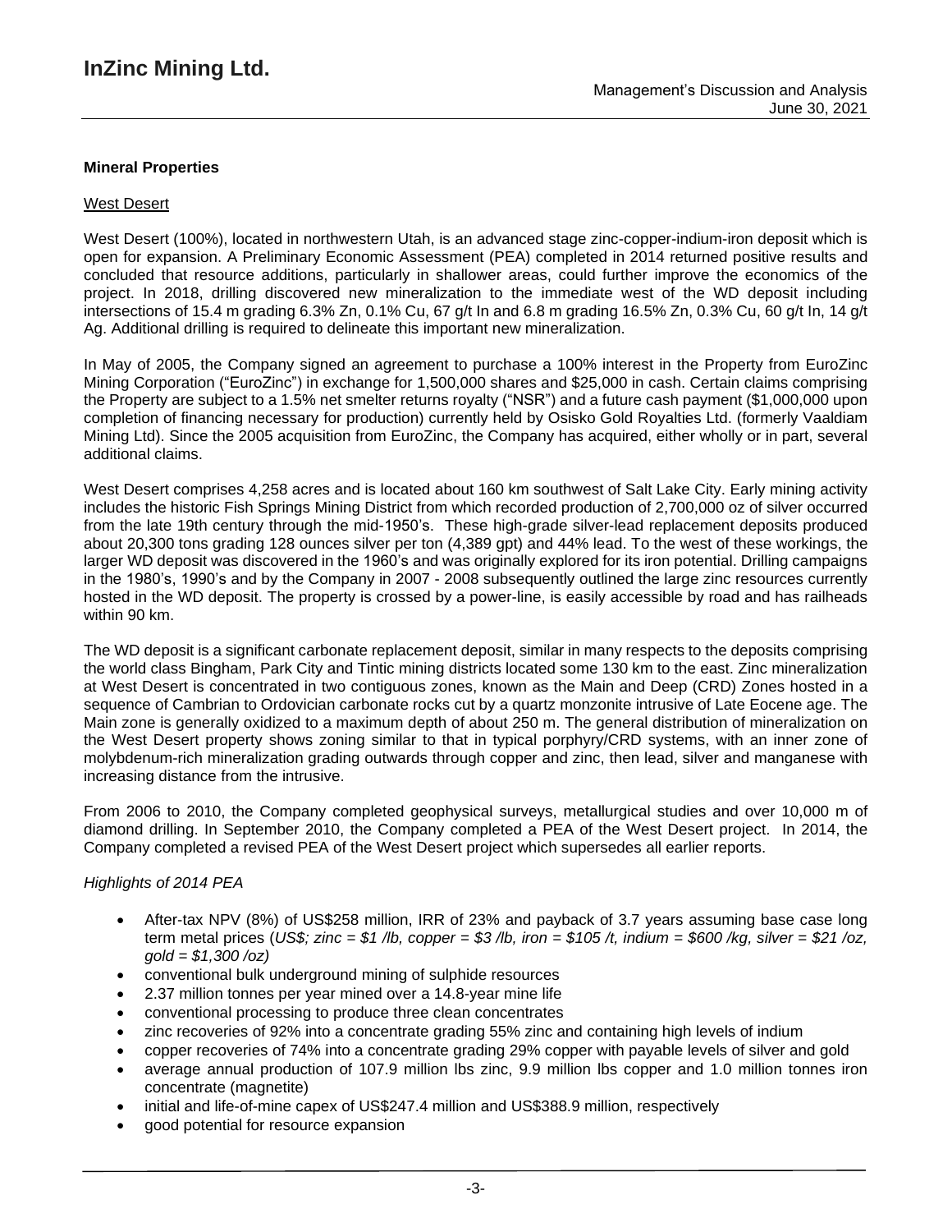## Mineral Properties

### West Desert

West Desert (100%), located in northwestern Utah, is an advanced stage zinc-copper-indium-iron deposit which is open for expansion. A Preliminary Economic Assessment (PEA) completed in 2014 returned positive results and concluded that resource additions, particularly in shallower areas, could further improve the economics of the project. In 2018, drilling discovered new mineralization to the immediate west of the WD deposit including intersections of 15.4 m grading 6.3% Zn, 0.1% Cu, 67 g/t In and 6.8 m grading 16.5% Zn, 0.3% Cu, 60 g/t In, 14 g/t Ag. Additional drilling is required to delineate this important new mineralization.

In May of 2005, the Company signed an agreement to purchase a 100% interest in the Property from EuroZinc Mining Corporation ("EuroZinc") in exchange for 1,500,000 shares and $25,000 in cash. Certain claims comprising the Property are subject to a 1.5% net smelter returns royalty ("NSR") and a future cash payment ($1,000,000 upon completion of financing necessary for production) currently held by Osisko Gold Royalties Ltd. (formerly Vaaldiam Mining Ltd). Since the 2005 acquisition from EuroZinc, the Company has acquired, either wholly or in part, several additional claims.

West Desert comprises 4,258 acres and is located about 160 km southwest of Salt Lake City. Early mining activity includes the historic Fish Springs Mining District from which recorded production of 2,700,000 oz of silver occurred from the late 19th century through the mid-1950's. These high-grade silver-lead replacement deposits produced about 20,300 tons grading 128 ounces silver per ton (4,389 gpt) and 44% lead. To the west of these workings, the larger WD deposit was discovered in the 1960's and was originally explored for its iron potential. Drilling campaigns in the 1980's, 1990's and by the Company in 2007 - 2008 subsequently outlined the large zinc resources currently hosted in the WD deposit. The property is crossed by a power-line, is easily accessible by road and has railheads within 90 km.

The WD deposit is a significant carbonate replacement deposit, similar in many respects to the deposits comprising the world class Bingham, Park City and Tintic mining districts located some 130 km to the east. Zinc mineralization at West Desert is concentrated in two contiguous zones, known as the Main and Deep (CRD) Zones hosted in a sequence of Cambrian to Ordovician carbonate rocks cut by a quartz monzonite intrusive of Late Eocene age. The Main zone is generally oxidized to a maximum depth of about 250 m. The general distribution of mineralization on the West Desert property shows zoning similar to that in typical porphyry/CRD systems, with an inner zone of molybdenum-rich mineralization grading outwards through copper and zinc, then lead, silver and manganese with increasing distance from the intrusive.

From 2006 to 2010, the Company completed geophysical surveys, metallurgical studies and over 10,000 m of diamond drilling. In September 2010, the Company completed a PEA of the West Desert project. In 2014, the Company completed a revised PEA of the West Desert project which supersedes all earlier reports.

*Highlights of 2014 PEA*

- After-tax NPV (8%) of US$258 million, IRR of 23% and payback of 3.7 years assuming base case long term metal prices (*US$; zinc = $1 /lb, copper = $3 /lb, iron = $105 /t, indium = $600 /kg, silver = $21 /oz, gold = $1,300 /oz)*
- conventional bulk underground mining of sulphide resources
- 2.37 million tonnes per year mined over a 14.8-year mine life
- conventional processing to produce three clean concentrates
- zinc recoveries of 92% into a concentrate grading 55% zinc and containing high levels of indium
- copper recoveries of 74% into a concentrate grading 29% copper with payable levels of silver and gold
- average annual production of 107.9 million lbs zinc, 9.9 million lbs copper and 1.0 million tonnes iron concentrate (magnetite)
- initial and life-of-mine capex of US$247.4 million and US$388.9 million, respectively
- good potential for resource expansion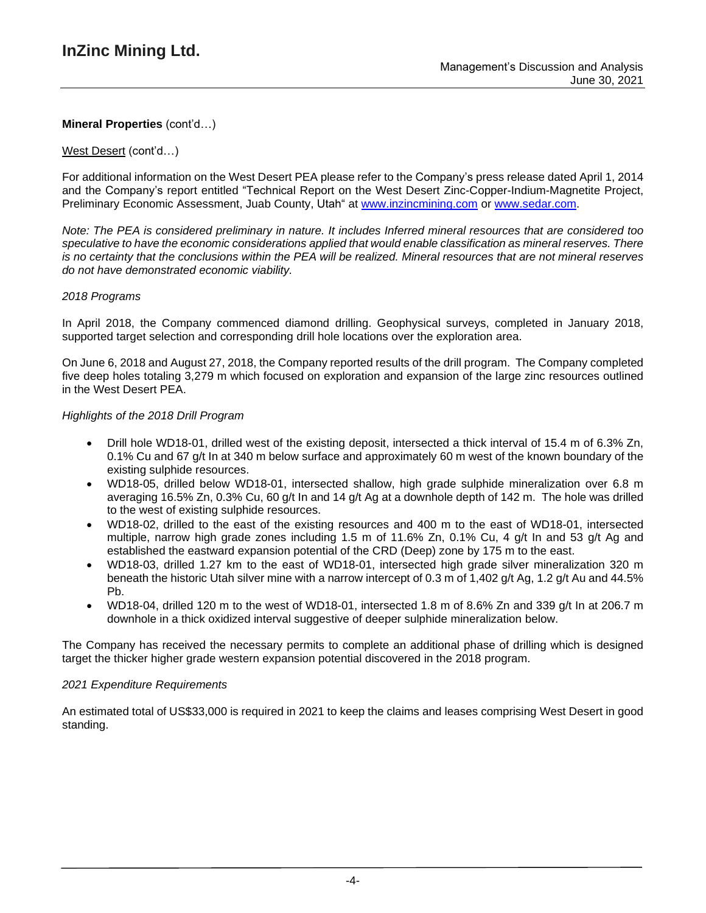**Mineral Properties** (cont'd…)

West Desert (cont'd…)

For additional information on the West Desert PEA please refer to the Company's press release dated April 1, 2014 and the Company's report entitled "Technical Report on the West Desert Zinc-Copper-Indium-Magnetite Project, Preliminary Economic Assessment, Juab County, Utah" at www.inzincmining.com or www.sedar.com.

*Note: The PEA is considered preliminary in nature. It includes Inferred mineral resources that are considered too speculative to have the economic considerations applied that would enable classification as mineral reserves. There is no certainty that the conclusions within the PEA will be realized. Mineral resources that are not mineral reserves do not have demonstrated economic viability.*

*2018 Programs*

In April 2018, the Company commenced diamond drilling. Geophysical surveys, completed in January 2018, supported target selection and corresponding drill hole locations over the exploration area.

On June 6, 2018 and August 27, 2018, the Company reported results of the drill program. The Company completed five deep holes totaling 3,279 m which focused on exploration and expansion of the large zinc resources outlined in the West Desert PEA.

*Highlights of the 2018 Drill Program*

- Drill hole WD18-01, drilled west of the existing deposit, intersected a thick interval of 15.4 m of 6.3% Zn, 0.1% Cu and 67 g/t In at 340 m below surface and approximately 60 m west of the known boundary of the existing sulphide resources.
- WD18-05, drilled below WD18-01, intersected shallow, high grade sulphide mineralization over 6.8 m averaging 16.5% Zn, 0.3% Cu, 60 g/t In and 14 g/t Ag at a downhole depth of 142 m. The hole was drilled to the west of existing sulphide resources.
- WD18-02, drilled to the east of the existing resources and 400 m to the east of WD18-01, intersected multiple, narrow high grade zones including 1.5 m of 11.6% Zn, 0.1% Cu, 4 g/t In and 53 g/t Ag and established the eastward expansion potential of the CRD (Deep) zone by 175 m to the east.
- WD18-03, drilled 1.27 km to the east of WD18-01, intersected high grade silver mineralization 320 m beneath the historic Utah silver mine with a narrow intercept of 0.3 m of 1,402 g/t Ag, 1.2 g/t Au and 44.5% Pb.
- WD18-04, drilled 120 m to the west of WD18-01, intersected 1.8 m of 8.6% Zn and 339 g/t In at 206.7 m downhole in a thick oxidized interval suggestive of deeper sulphide mineralization below.

The Company has received the necessary permits to complete an additional phase of drilling which is designed target the thicker higher grade western expansion potential discovered in the 2018 program.

*2021 Expenditure Requirements*

An estimated total of US$33,000 is required in 2021 to keep the claims and leases comprising West Desert in good standing.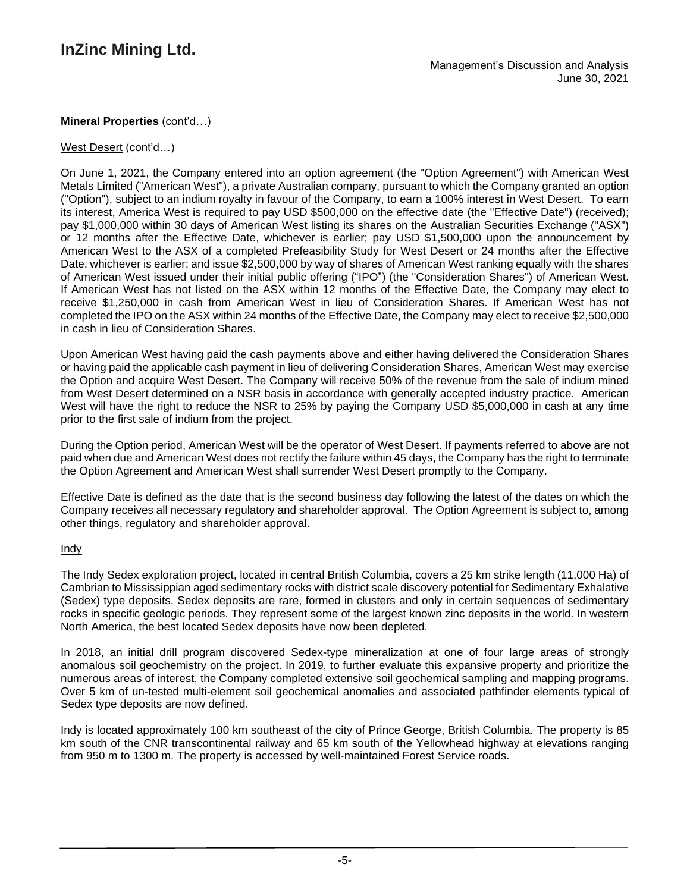**Mineral Properties** (cont'd…)

West Desert (cont'd…)

On June 1, 2021, the Company entered into an option agreement (the "Option Agreement") with American West Metals Limited ("American West"), a private Australian company, pursuant to which the Company granted an option ("Option"), subject to an indium royalty in favour of the Company, to earn a 100% interest in West Desert. To earn its interest, America West is required to pay USD $500,000 on the effective date (the "Effective Date") (received); pay $1,000,000 within 30 days of American West listing its shares on the Australian Securities Exchange ("ASX") or 12 months after the Effective Date, whichever is earlier; pay USD $1,500,000 upon the announcement by American West to the ASX of a completed Prefeasibility Study for West Desert or 24 months after the Effective Date, whichever is earlier; and issue $2,500,000 by way of shares of American West ranking equally with the shares of American West issued under their initial public offering ("IPO") (the "Consideration Shares") of American West. If American West has not listed on the ASX within 12 months of the Effective Date, the Company may elect to receive $1,250,000 in cash from American West in lieu of Consideration Shares. If American West has not completed the IPO on the ASX within 24 months of the Effective Date, the Company may elect to receive $2,500,000 in cash in lieu of Consideration Shares.

Upon American West having paid the cash payments above and either having delivered the Consideration Shares or having paid the applicable cash payment in lieu of delivering Consideration Shares, American West may exercise the Option and acquire West Desert. The Company will receive 50% of the revenue from the sale of indium mined from West Desert determined on a NSR basis in accordance with generally accepted industry practice. American West will have the right to reduce the NSR to 25% by paying the Company USD $5,000,000 in cash at any time prior to the first sale of indium from the project.

During the Option period, American West will be the operator of West Desert. If payments referred to above are not paid when due and American West does not rectify the failure within 45 days, the Company has the right to terminate the Option Agreement and American West shall surrender West Desert promptly to the Company.

Effective Date is defined as the date that is the second business day following the latest of the dates on which the Company receives all necessary regulatory and shareholder approval. The Option Agreement is subject to, among other things, regulatory and shareholder approval.

Indy

The Indy Sedex exploration project, located in central British Columbia, covers a 25 km strike length (11,000 Ha) of Cambrian to Mississippian aged sedimentary rocks with district scale discovery potential for Sedimentary Exhalative (Sedex) type deposits. Sedex deposits are rare, formed in clusters and only in certain sequences of sedimentary rocks in specific geologic periods. They represent some of the largest known zinc deposits in the world. In western North America, the best located Sedex deposits have now been depleted.

In 2018, an initial drill program discovered Sedex-type mineralization at one of four large areas of strongly anomalous soil geochemistry on the project. In 2019, to further evaluate this expansive property and prioritize the numerous areas of interest, the Company completed extensive soil geochemical sampling and mapping programs. Over 5 km of un-tested multi-element soil geochemical anomalies and associated pathfinder elements typical of Sedex type deposits are now defined.

Indy is located approximately 100 km southeast of the city of Prince George, British Columbia. The property is 85 km south of the CNR transcontinental railway and 65 km south of the Yellowhead highway at elevations ranging from 950 m to 1300 m. The property is accessed by well-maintained Forest Service roads.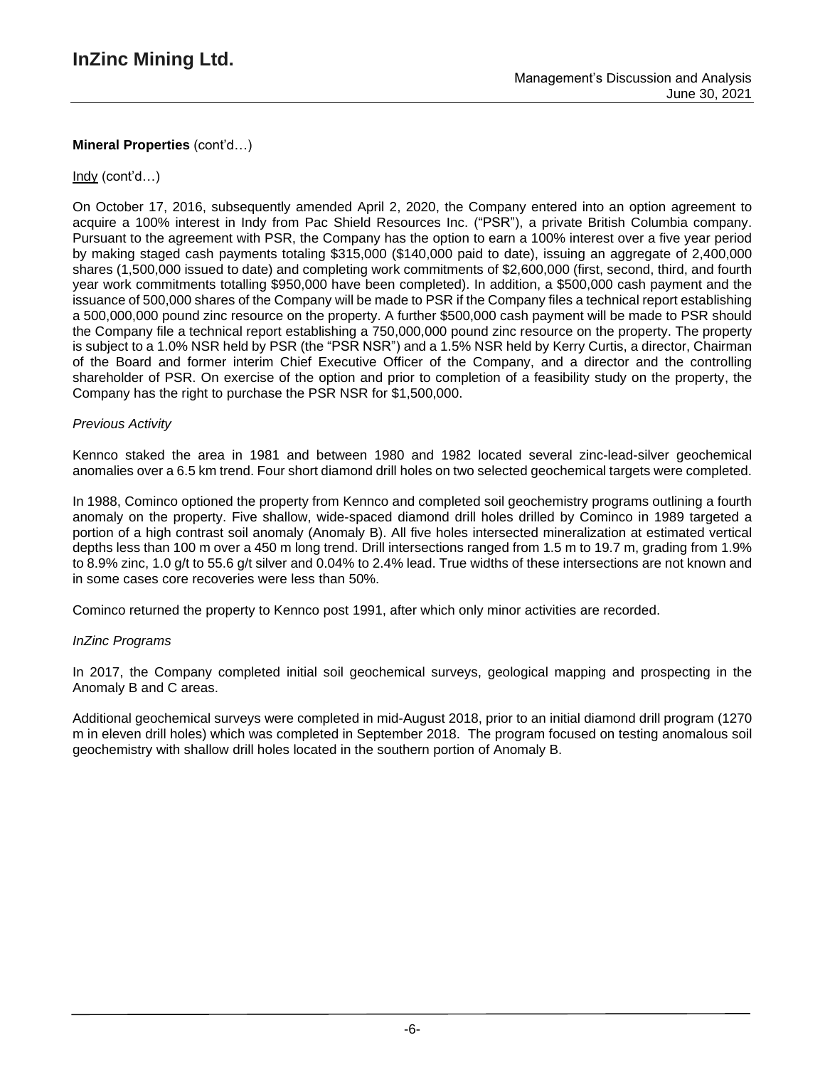**Mineral Properties** (cont'd…)

Indy (cont'd…)

On October 17, 2016, subsequently amended April 2, 2020, the Company entered into an option agreement to acquire a 100% interest in Indy from Pac Shield Resources Inc. ("PSR"), a private British Columbia company. Pursuant to the agreement with PSR, the Company has the option to earn a 100% interest over a five year period by making staged cash payments totaling $315,000 ($140,000 paid to date), issuing an aggregate of 2,400,000 shares (1,500,000 issued to date) and completing work commitments of $2,600,000 (first, second, third, and fourth year work commitments totalling $950,000 have been completed). In addition, a $500,000 cash payment and the issuance of 500,000 shares of the Company will be made to PSR if the Company files a technical report establishing a 500,000,000 pound zinc resource on the property. A further $500,000 cash payment will be made to PSR should the Company file a technical report establishing a 750,000,000 pound zinc resource on the property. The property is subject to a 1.0% NSR held by PSR (the "PSR NSR") and a 1.5% NSR held by Kerry Curtis, a director, Chairman of the Board and former interim Chief Executive Officer of the Company, and a director and the controlling shareholder of PSR. On exercise of the option and prior to completion of a feasibility study on the property, the Company has the right to purchase the PSR NSR for $1,500,000.

*Previous Activity*

Kennco staked the area in 1981 and between 1980 and 1982 located several zinc-lead-silver geochemical anomalies over a 6.5 km trend. Four short diamond drill holes on two selected geochemical targets were completed.

In 1988, Cominco optioned the property from Kennco and completed soil geochemistry programs outlining a fourth anomaly on the property. Five shallow, wide-spaced diamond drill holes drilled by Cominco in 1989 targeted a portion of a high contrast soil anomaly (Anomaly B). All five holes intersected mineralization at estimated vertical depths less than 100 m over a 450 m long trend. Drill intersections ranged from 1.5 m to 19.7 m, grading from 1.9% to 8.9% zinc, 1.0 g/t to 55.6 g/t silver and 0.04% to 2.4% lead. True widths of these intersections are not known and in some cases core recoveries were less than 50%.

Cominco returned the property to Kennco post 1991, after which only minor activities are recorded.

*InZinc Programs*

In 2017, the Company completed initial soil geochemical surveys, geological mapping and prospecting in the Anomaly B and C areas.

Additional geochemical surveys were completed in mid-August 2018, prior to an initial diamond drill program (1270 m in eleven drill holes) which was completed in September 2018. The program focused on testing anomalous soil geochemistry with shallow drill holes located in the southern portion of Anomaly B.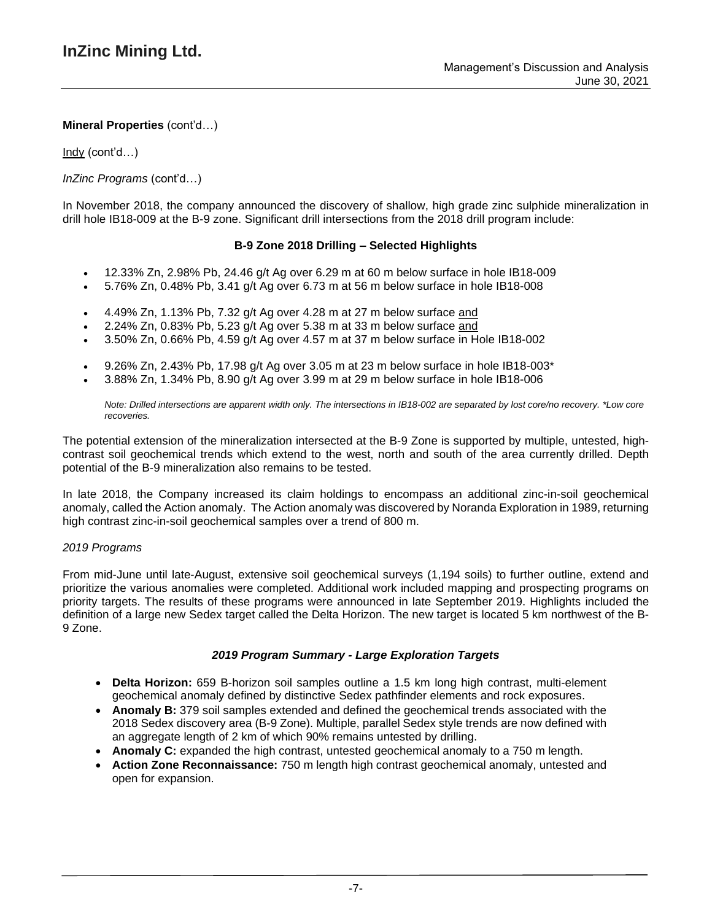**Mineral Properties** (cont'd…)

Indy (cont'd…)

*InZinc Programs* (cont'd…)

In November 2018, the company announced the discovery of shallow, high grade zinc sulphide mineralization in drill hole IB18-009 at the B-9 zone. Significant drill intersections from the 2018 drill program include:

**B-9 Zone 2018 Drilling – Selected Highlights**

- 12.33% Zn, 2.98% Pb, 24.46 g/t Ag over 6.29 m at 60 m below surface in hole IB18-009
- 5.76% Zn, 0.48% Pb, 3.41 g/t Ag over 6.73 m at 56 m below surface in hole IB18-008

- 4.49% Zn, 1.13% Pb, 7.32 g/t Ag over 4.28 m at 27 m below surface <u>and</u>
- 2.24% Zn, 0.83% Pb, 5.23 g/t Ag over 5.38 m at 33 m below surface <u>and</u>
- 3.50% Zn, 0.66% Pb, 4.59 g/t Ag over 4.57 m at 37 m below surface in Hole IB18-002

- 9.26% Zn, 2.43% Pb, 17.98 g/t Ag over 3.05 m at 23 m below surface in hole IB18-003*
- 3.88% Zn, 1.34% Pb, 8.90 g/t Ag over 3.99 m at 29 m below surface in hole IB18-006

*Note: Drilled intersections are apparent width only. The intersections in IB18-002 are separated by lost core/no recovery. \*Low core recoveries.*

The potential extension of the mineralization intersected at the B-9 Zone is supported by multiple, untested, high-contrast soil geochemical trends which extend to the west, north and south of the area currently drilled. Depth potential of the B-9 mineralization also remains to be tested.

In late 2018, the Company increased its claim holdings to encompass an additional zinc-in-soil geochemical anomaly, called the Action anomaly. The Action anomaly was discovered by Noranda Exploration in 1989, returning high contrast zinc-in-soil geochemical samples over a trend of 800 m.

*2019 Programs*

From mid-June until late-August, extensive soil geochemical surveys (1,194 soils) to further outline, extend and prioritize the various anomalies were completed. Additional work included mapping and prospecting programs on priority targets. The results of these programs were announced in late September 2019. Highlights included the definition of a large new Sedex target called the Delta Horizon. The new target is located 5 km northwest of the B-9 Zone.

***2019 Program Summary - Large Exploration Targets***

- **Delta Horizon:** 659 B-horizon soil samples outline a 1.5 km long high contrast, multi-element geochemical anomaly defined by distinctive Sedex pathfinder elements and rock exposures.
- **Anomaly B:** 379 soil samples extended and defined the geochemical trends associated with the 2018 Sedex discovery area (B-9 Zone). Multiple, parallel Sedex style trends are now defined with an aggregate length of 2 km of which 90% remains untested by drilling.
- **Anomaly C:** expanded the high contrast, untested geochemical anomaly to a 750 m length.
- **Action Zone Reconnaissance:** 750 m length high contrast geochemical anomaly, untested and open for expansion.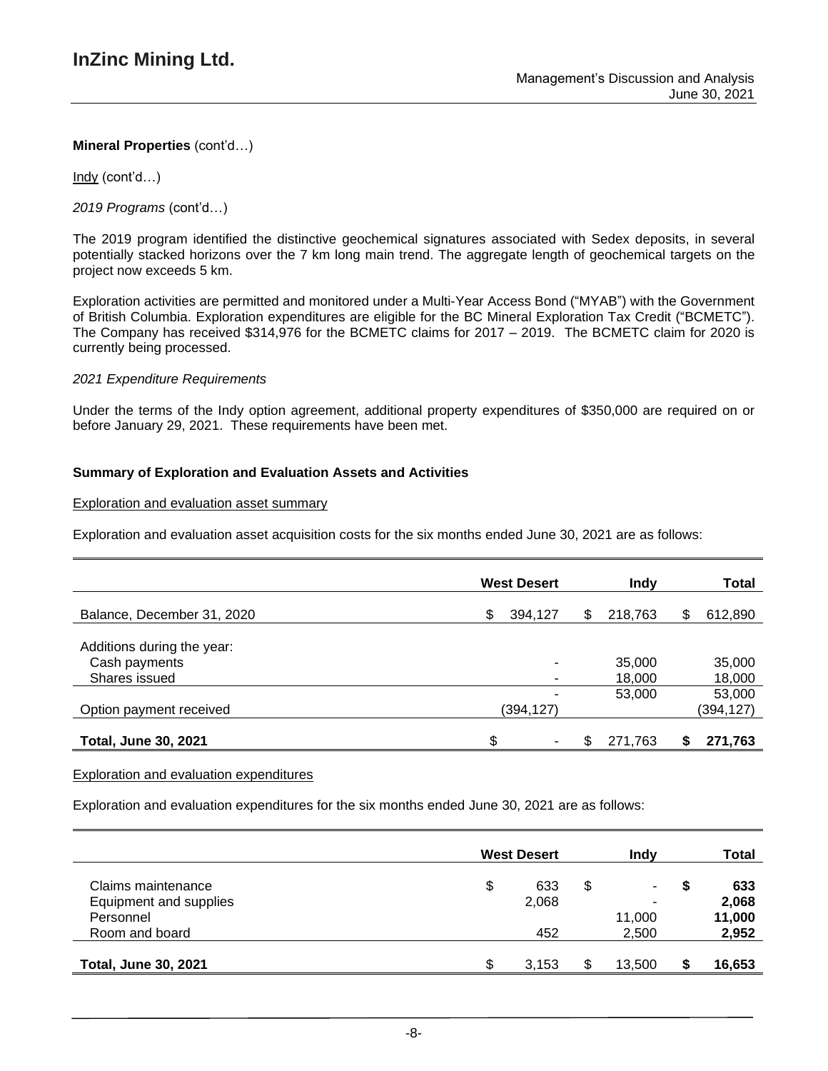**Mineral Properties** (cont'd…)

Indy (cont'd…)

*2019 Programs* (cont'd…)

The 2019 program identified the distinctive geochemical signatures associated with Sedex deposits, in several potentially stacked horizons over the 7 km long main trend. The aggregate length of geochemical targets on the project now exceeds 5 km.

Exploration activities are permitted and monitored under a Multi-Year Access Bond ("MYAB") with the Government of British Columbia. Exploration expenditures are eligible for the BC Mineral Exploration Tax Credit ("BCMETC"). The Company has received $314,976 for the BCMETC claims for 2017 – 2019. The BCMETC claim for 2020 is currently being processed.

*2021 Expenditure Requirements*

Under the terms of the Indy option agreement, additional property expenditures of $350,000 are required on or before January 29, 2021. These requirements have been met.

**Summary of Exploration and Evaluation Assets and Activities**

Exploration and evaluation asset summary

Exploration and evaluation asset acquisition costs for the six months ended June 30, 2021 are as follows:

| | West Desert | Indy | Total |
|---|---|---|---|
| Balance, December 31, 2020 | $ 394,127 | $ 218,763 | $ 612,890 |
| Additions during the year: | | | |
| Cash payments | - | 35,000 | 35,000 |
| Shares issued | - | 18,000 | 18,000 |
| | - | 53,000 | 53,000 |
| Option payment received | (394,127) | | (394,127) |
| **Total, June 30, 2021** | $ - | $ 271,763 | **$ 271,763** |

Exploration and evaluation expenditures

Exploration and evaluation expenditures for the six months ended June 30, 2021 are as follows:

| | West Desert | Indy | Total |
|---|---|---|---|
| Claims maintenance | $ 633 | $ - | **$ 633** |
| Equipment and supplies | 2,068 | - | **2,068** |
| Personnel | | 11,000 | **11,000** |
| Room and board | 452 | 2,500 | **2,952** |
| **Total, June 30, 2021** | $ 3,153 | $ 13,500 | **$ 16,653** |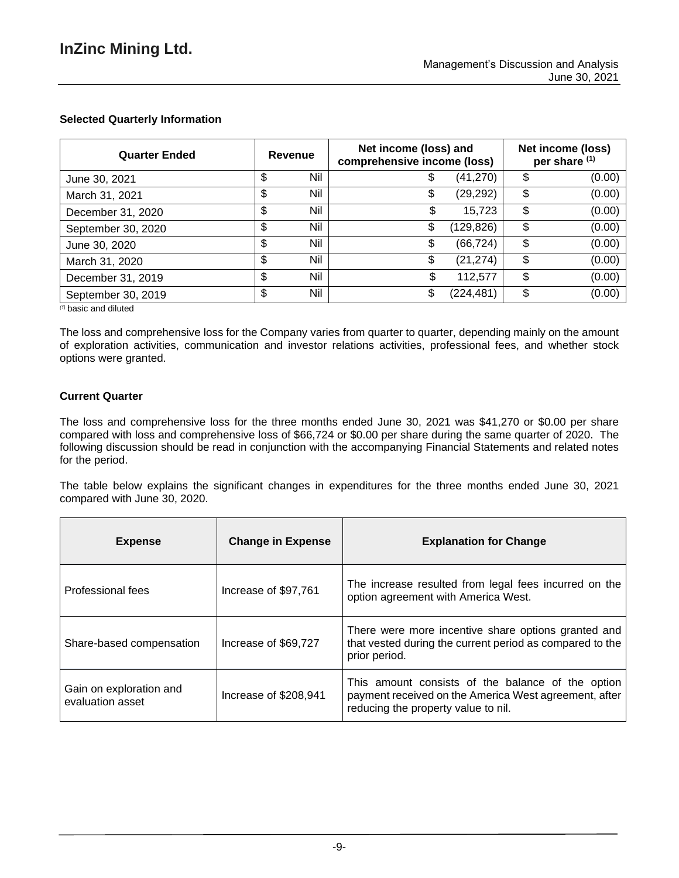### Selected Quarterly Information

| Quarter Ended | Revenue | Net income (loss) and comprehensive income (loss) | Net income (loss) per share (1) |
|---|---|---|---|
| June 30, 2021 | $ Nil | $ (41,270) | $ (0.00) |
| March 31, 2021 | $ Nil | $ (29,292) | $ (0.00) |
| December 31, 2020 | $ Nil | $ 15,723 | $ (0.00) |
| September 30, 2020 | $ Nil | $ (129,826) | $ (0.00) |
| June 30, 2020 | $ Nil | $ (66,724) | $ (0.00) |
| March 31, 2020 | $ Nil | $ (21,274) | $ (0.00) |
| December 31, 2019 | $ Nil | $ 112,577 | $ (0.00) |
| September 30, 2019 | $ Nil | $ (224,481) | $ (0.00) |

(1) basic and diluted

The loss and comprehensive loss for the Company varies from quarter to quarter, depending mainly on the amount of exploration activities, communication and investor relations activities, professional fees, and whether stock options were granted.

### Current Quarter

The loss and comprehensive loss for the three months ended June 30, 2021 was $41,270 or $0.00 per share compared with loss and comprehensive loss of $66,724 or $0.00 per share during the same quarter of 2020. The following discussion should be read in conjunction with the accompanying Financial Statements and related notes for the period.

The table below explains the significant changes in expenditures for the three months ended June 30, 2021 compared with June 30, 2020.

| Expense | Change in Expense | Explanation for Change |
|---|---|---|
| Professional fees | Increase of $97,761 | The increase resulted from legal fees incurred on the option agreement with America West. |
| Share-based compensation | Increase of $69,727 | There were more incentive share options granted and that vested during the current period as compared to the prior period. |
| Gain on exploration and evaluation asset | Increase of $208,941 | This amount consists of the balance of the option payment received on the America West agreement, after reducing the property value to nil. |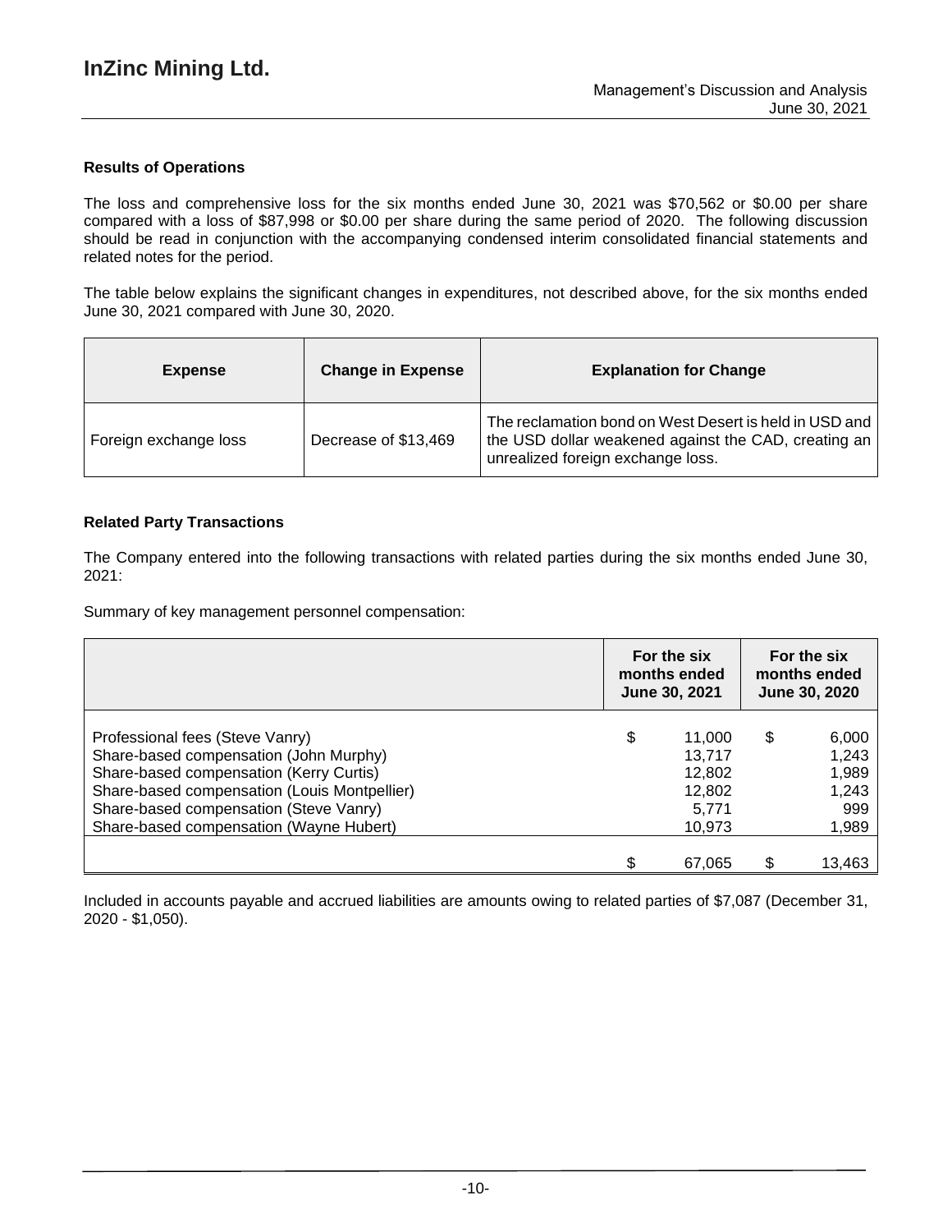### Results of Operations

The loss and comprehensive loss for the six months ended June 30, 2021 was $70,562 or $0.00 per share compared with a loss of $87,998 or $0.00 per share during the same period of 2020. The following discussion should be read in conjunction with the accompanying condensed interim consolidated financial statements and related notes for the period.

The table below explains the significant changes in expenditures, not described above, for the six months ended June 30, 2021 compared with June 30, 2020.

| Expense | Change in Expense | Explanation for Change |
|---|---|---|
| Foreign exchange loss | Decrease of $13,469 | The reclamation bond on West Desert is held in USD and the USD dollar weakened against the CAD, creating an unrealized foreign exchange loss. |

### Related Party Transactions

The Company entered into the following transactions with related parties during the six months ended June 30, 2021:

Summary of key management personnel compensation:

| | For the six months ended June 30, 2021 | For the six months ended June 30, 2020 |
|---|---|---|
| Professional fees (Steve Vanry) | $ 11,000 | $ 6,000 |
| Share-based compensation (John Murphy) | 13,717 | 1,243 |
| Share-based compensation (Kerry Curtis) | 12,802 | 1,989 |
| Share-based compensation (Louis Montpellier) | 12,802 | 1,243 |
| Share-based compensation (Steve Vanry) | 5,771 | 999 |
| Share-based compensation (Wayne Hubert) | 10,973 | 1,989 |
| | $ 67,065 | $ 13,463 |

Included in accounts payable and accrued liabilities are amounts owing to related parties of $7,087 (December 31, 2020 - $1,050).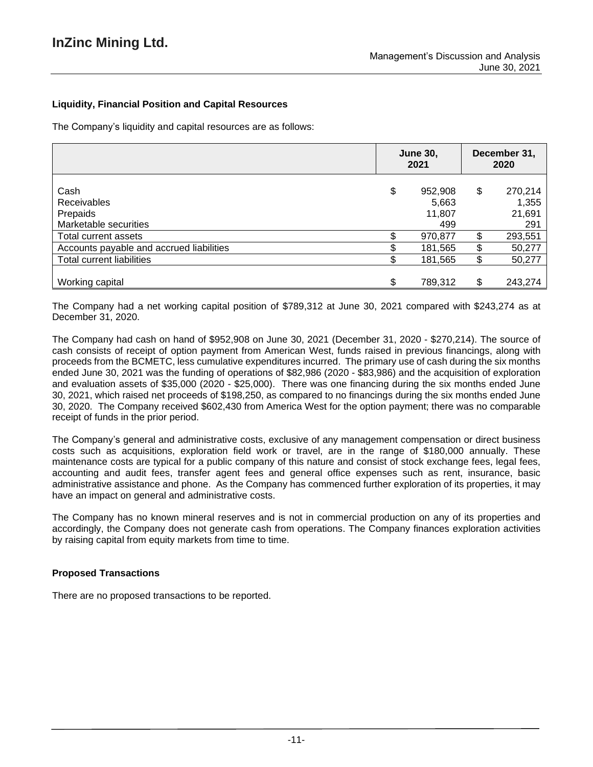### Liquidity, Financial Position and Capital Resources

The Company's liquidity and capital resources are as follows:

| | June 30, 2021 | December 31, 2020 |
|---|---|---|
| Cash | $ 952,908 | $ 270,214 |
| Receivables | 5,663 | 1,355 |
| Prepaids | 11,807 | 21,691 |
| Marketable securities | 499 | 291 |
| Total current assets | $ 970,877 | $ 293,551 |
| Accounts payable and accrued liabilities | $ 181,565 | $ 50,277 |
| Total current liabilities | $ 181,565 | $ 50,277 |
| Working capital | $ 789,312 | $ 243,274 |

The Company had a net working capital position of $789,312 at June 30, 2021 compared with $243,274 as at December 31, 2020.

The Company had cash on hand of $952,908 on June 30, 2021 (December 31, 2020 - $270,214). The source of cash consists of receipt of option payment from American West, funds raised in previous financings, along with proceeds from the BCMETC, less cumulative expenditures incurred. The primary use of cash during the six months ended June 30, 2021 was the funding of operations of $82,986 (2020 - $83,986) and the acquisition of exploration and evaluation assets of $35,000 (2020 - $25,000). There was one financing during the six months ended June 30, 2021, which raised net proceeds of $198,250, as compared to no financings during the six months ended June 30, 2020. The Company received $602,430 from America West for the option payment; there was no comparable receipt of funds in the prior period.

The Company's general and administrative costs, exclusive of any management compensation or direct business costs such as acquisitions, exploration field work or travel, are in the range of $180,000 annually. These maintenance costs are typical for a public company of this nature and consist of stock exchange fees, legal fees, accounting and audit fees, transfer agent fees and general office expenses such as rent, insurance, basic administrative assistance and phone. As the Company has commenced further exploration of its properties, it may have an impact on general and administrative costs.

The Company has no known mineral reserves and is not in commercial production on any of its properties and accordingly, the Company does not generate cash from operations. The Company finances exploration activities by raising capital from equity markets from time to time.

### Proposed Transactions

There are no proposed transactions to be reported.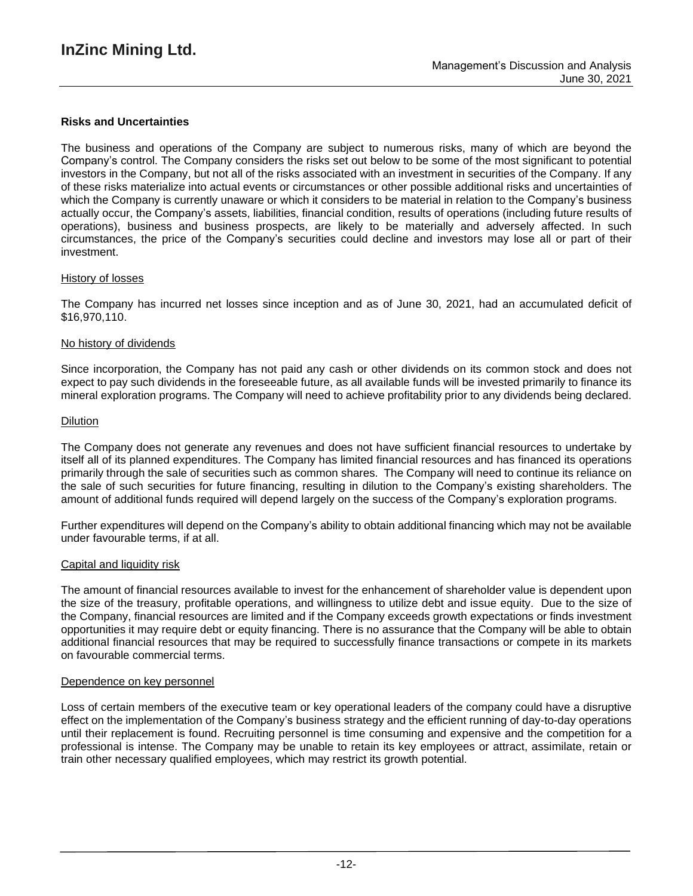## Risks and Uncertainties

The business and operations of the Company are subject to numerous risks, many of which are beyond the Company's control. The Company considers the risks set out below to be some of the most significant to potential investors in the Company, but not all of the risks associated with an investment in securities of the Company. If any of these risks materialize into actual events or circumstances or other possible additional risks and uncertainties of which the Company is currently unaware or which it considers to be material in relation to the Company's business actually occur, the Company's assets, liabilities, financial condition, results of operations (including future results of operations), business and business prospects, are likely to be materially and adversely affected. In such circumstances, the price of the Company's securities could decline and investors may lose all or part of their investment.

### History of losses

The Company has incurred net losses since inception and as of June 30, 2021, had an accumulated deficit of $16,970,110.

### No history of dividends

Since incorporation, the Company has not paid any cash or other dividends on its common stock and does not expect to pay such dividends in the foreseeable future, as all available funds will be invested primarily to finance its mineral exploration programs. The Company will need to achieve profitability prior to any dividends being declared.

### Dilution

The Company does not generate any revenues and does not have sufficient financial resources to undertake by itself all of its planned expenditures. The Company has limited financial resources and has financed its operations primarily through the sale of securities such as common shares. The Company will need to continue its reliance on the sale of such securities for future financing, resulting in dilution to the Company's existing shareholders. The amount of additional funds required will depend largely on the success of the Company's exploration programs.

Further expenditures will depend on the Company's ability to obtain additional financing which may not be available under favourable terms, if at all.

### Capital and liquidity risk

The amount of financial resources available to invest for the enhancement of shareholder value is dependent upon the size of the treasury, profitable operations, and willingness to utilize debt and issue equity. Due to the size of the Company, financial resources are limited and if the Company exceeds growth expectations or finds investment opportunities it may require debt or equity financing. There is no assurance that the Company will be able to obtain additional financial resources that may be required to successfully finance transactions or compete in its markets on favourable commercial terms.

### Dependence on key personnel

Loss of certain members of the executive team or key operational leaders of the company could have a disruptive effect on the implementation of the Company's business strategy and the efficient running of day-to-day operations until their replacement is found. Recruiting personnel is time consuming and expensive and the competition for a professional is intense. The Company may be unable to retain its key employees or attract, assimilate, retain or train other necessary qualified employees, which may restrict its growth potential.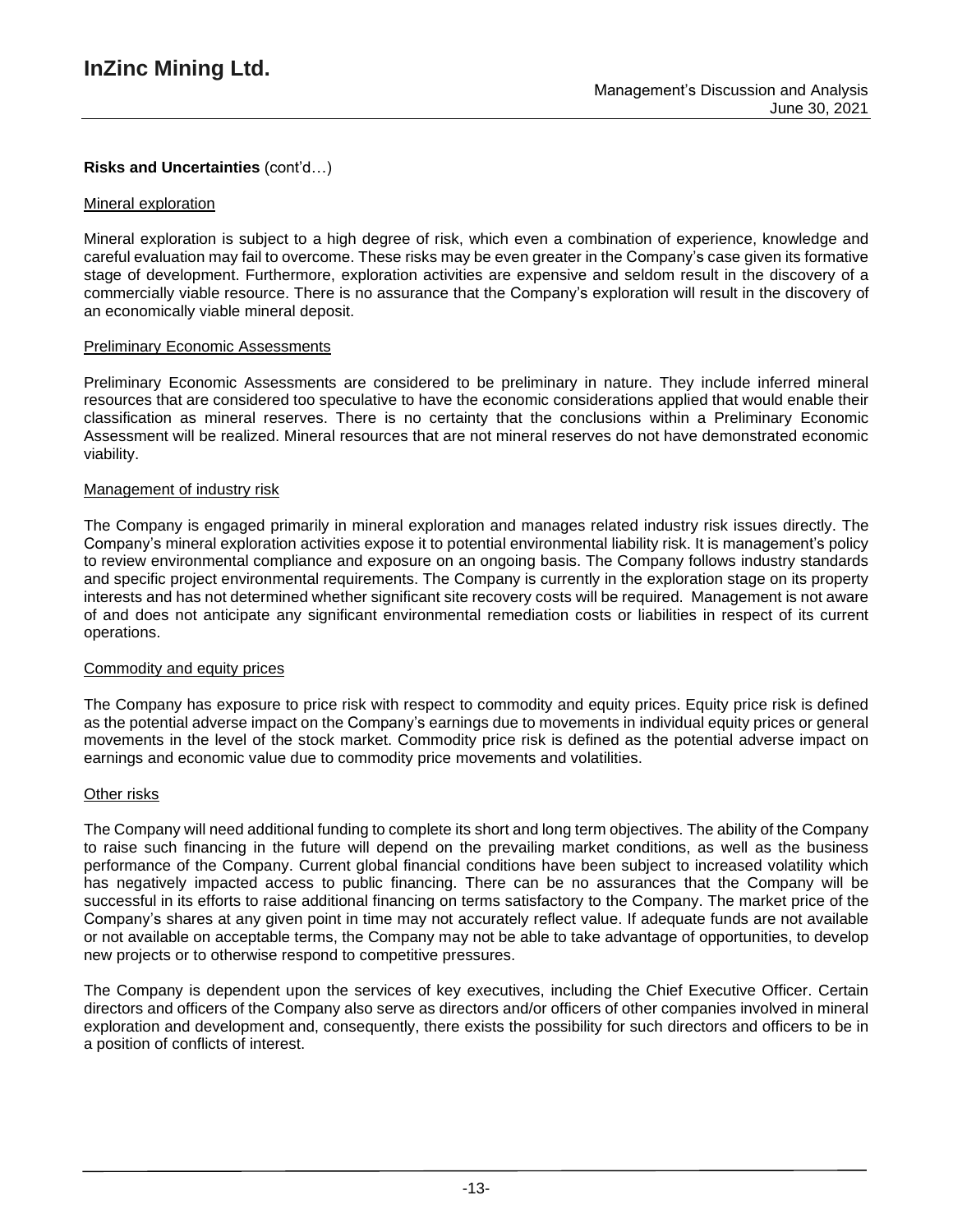**Risks and Uncertainties** (cont'd…)

Mineral exploration

Mineral exploration is subject to a high degree of risk, which even a combination of experience, knowledge and careful evaluation may fail to overcome. These risks may be even greater in the Company's case given its formative stage of development. Furthermore, exploration activities are expensive and seldom result in the discovery of a commercially viable resource. There is no assurance that the Company's exploration will result in the discovery of an economically viable mineral deposit.

Preliminary Economic Assessments

Preliminary Economic Assessments are considered to be preliminary in nature. They include inferred mineral resources that are considered too speculative to have the economic considerations applied that would enable their classification as mineral reserves. There is no certainty that the conclusions within a Preliminary Economic Assessment will be realized. Mineral resources that are not mineral reserves do not have demonstrated economic viability.

Management of industry risk

The Company is engaged primarily in mineral exploration and manages related industry risk issues directly. The Company's mineral exploration activities expose it to potential environmental liability risk. It is management's policy to review environmental compliance and exposure on an ongoing basis. The Company follows industry standards and specific project environmental requirements. The Company is currently in the exploration stage on its property interests and has not determined whether significant site recovery costs will be required. Management is not aware of and does not anticipate any significant environmental remediation costs or liabilities in respect of its current operations.

Commodity and equity prices

The Company has exposure to price risk with respect to commodity and equity prices. Equity price risk is defined as the potential adverse impact on the Company's earnings due to movements in individual equity prices or general movements in the level of the stock market. Commodity price risk is defined as the potential adverse impact on earnings and economic value due to commodity price movements and volatilities.

Other risks

The Company will need additional funding to complete its short and long term objectives. The ability of the Company to raise such financing in the future will depend on the prevailing market conditions, as well as the business performance of the Company. Current global financial conditions have been subject to increased volatility which has negatively impacted access to public financing. There can be no assurances that the Company will be successful in its efforts to raise additional financing on terms satisfactory to the Company. The market price of the Company's shares at any given point in time may not accurately reflect value. If adequate funds are not available or not available on acceptable terms, the Company may not be able to take advantage of opportunities, to develop new projects or to otherwise respond to competitive pressures.

The Company is dependent upon the services of key executives, including the Chief Executive Officer. Certain directors and officers of the Company also serve as directors and/or officers of other companies involved in mineral exploration and development and, consequently, there exists the possibility for such directors and officers to be in a position of conflicts of interest.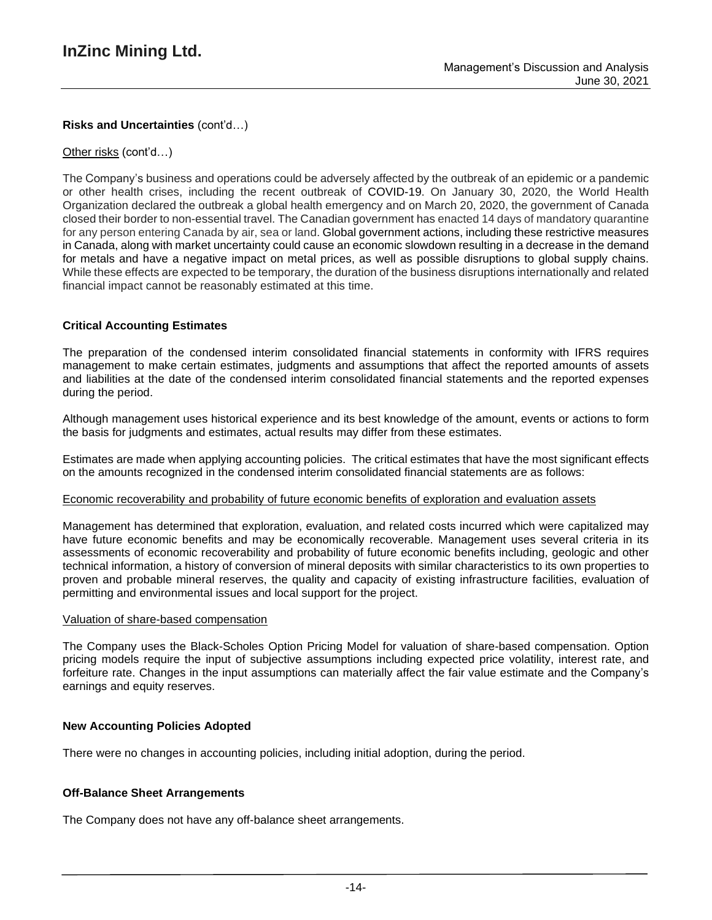**Risks and Uncertainties** (cont'd…)

Other risks (cont'd…)

The Company's business and operations could be adversely affected by the outbreak of an epidemic or a pandemic or other health crises, including the recent outbreak of COVID-19. On January 30, 2020, the World Health Organization declared the outbreak a global health emergency and on March 20, 2020, the government of Canada closed their border to non-essential travel. The Canadian government has enacted 14 days of mandatory quarantine for any person entering Canada by air, sea or land. Global government actions, including these restrictive measures in Canada, along with market uncertainty could cause an economic slowdown resulting in a decrease in the demand for metals and have a negative impact on metal prices, as well as possible disruptions to global supply chains. While these effects are expected to be temporary, the duration of the business disruptions internationally and related financial impact cannot be reasonably estimated at this time.

## Critical Accounting Estimates

The preparation of the condensed interim consolidated financial statements in conformity with IFRS requires management to make certain estimates, judgments and assumptions that affect the reported amounts of assets and liabilities at the date of the condensed interim consolidated financial statements and the reported expenses during the period.

Although management uses historical experience and its best knowledge of the amount, events or actions to form the basis for judgments and estimates, actual results may differ from these estimates.

Estimates are made when applying accounting policies. The critical estimates that have the most significant effects on the amounts recognized in the condensed interim consolidated financial statements are as follows:

Economic recoverability and probability of future economic benefits of exploration and evaluation assets

Management has determined that exploration, evaluation, and related costs incurred which were capitalized may have future economic benefits and may be economically recoverable. Management uses several criteria in its assessments of economic recoverability and probability of future economic benefits including, geologic and other technical information, a history of conversion of mineral deposits with similar characteristics to its own properties to proven and probable mineral reserves, the quality and capacity of existing infrastructure facilities, evaluation of permitting and environmental issues and local support for the project.

Valuation of share-based compensation

The Company uses the Black-Scholes Option Pricing Model for valuation of share-based compensation. Option pricing models require the input of subjective assumptions including expected price volatility, interest rate, and forfeiture rate. Changes in the input assumptions can materially affect the fair value estimate and the Company's earnings and equity reserves.

## New Accounting Policies Adopted

There were no changes in accounting policies, including initial adoption, during the period.

## Off-Balance Sheet Arrangements

The Company does not have any off-balance sheet arrangements.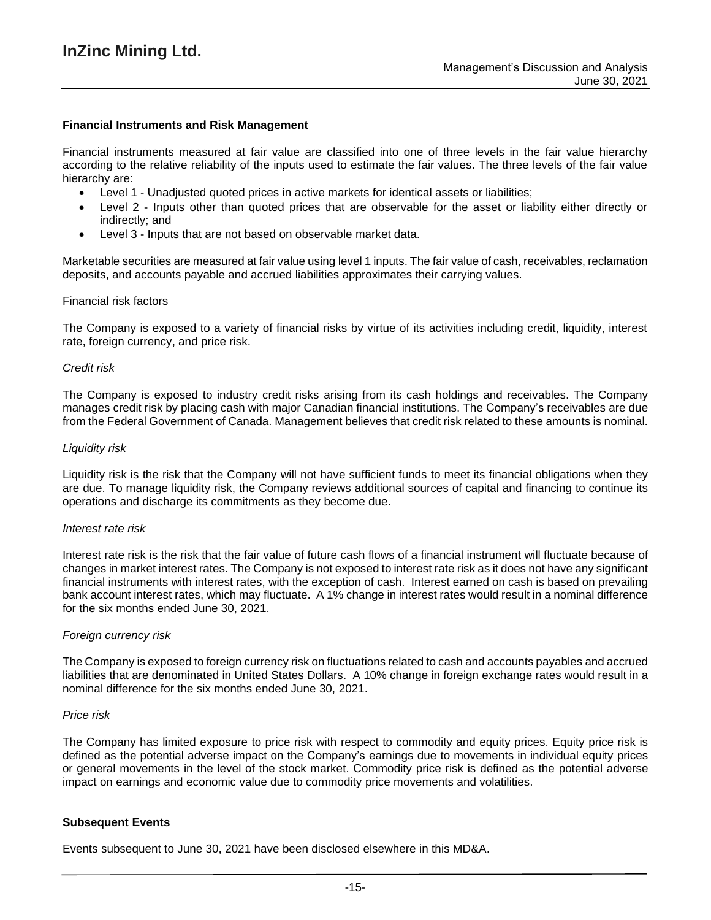## Financial Instruments and Risk Management

Financial instruments measured at fair value are classified into one of three levels in the fair value hierarchy according to the relative reliability of the inputs used to estimate the fair values. The three levels of the fair value hierarchy are:

- Level 1 - Unadjusted quoted prices in active markets for identical assets or liabilities;
- Level 2 - Inputs other than quoted prices that are observable for the asset or liability either directly or indirectly; and
- Level 3 - Inputs that are not based on observable market data.

Marketable securities are measured at fair value using level 1 inputs. The fair value of cash, receivables, reclamation deposits, and accounts payable and accrued liabilities approximates their carrying values.

### Financial risk factors

The Company is exposed to a variety of financial risks by virtue of its activities including credit, liquidity, interest rate, foreign currency, and price risk.

*Credit risk*

The Company is exposed to industry credit risks arising from its cash holdings and receivables. The Company manages credit risk by placing cash with major Canadian financial institutions. The Company's receivables are due from the Federal Government of Canada. Management believes that credit risk related to these amounts is nominal.

*Liquidity risk*

Liquidity risk is the risk that the Company will not have sufficient funds to meet its financial obligations when they are due. To manage liquidity risk, the Company reviews additional sources of capital and financing to continue its operations and discharge its commitments as they become due.

*Interest rate risk*

Interest rate risk is the risk that the fair value of future cash flows of a financial instrument will fluctuate because of changes in market interest rates. The Company is not exposed to interest rate risk as it does not have any significant financial instruments with interest rates, with the exception of cash. Interest earned on cash is based on prevailing bank account interest rates, which may fluctuate. A 1% change in interest rates would result in a nominal difference for the six months ended June 30, 2021.

*Foreign currency risk*

The Company is exposed to foreign currency risk on fluctuations related to cash and accounts payables and accrued liabilities that are denominated in United States Dollars. A 10% change in foreign exchange rates would result in a nominal difference for the six months ended June 30, 2021.

*Price risk*

The Company has limited exposure to price risk with respect to commodity and equity prices. Equity price risk is defined as the potential adverse impact on the Company's earnings due to movements in individual equity prices or general movements in the level of the stock market. Commodity price risk is defined as the potential adverse impact on earnings and economic value due to commodity price movements and volatilities.

## Subsequent Events

Events subsequent to June 30, 2021 have been disclosed elsewhere in this MD&A.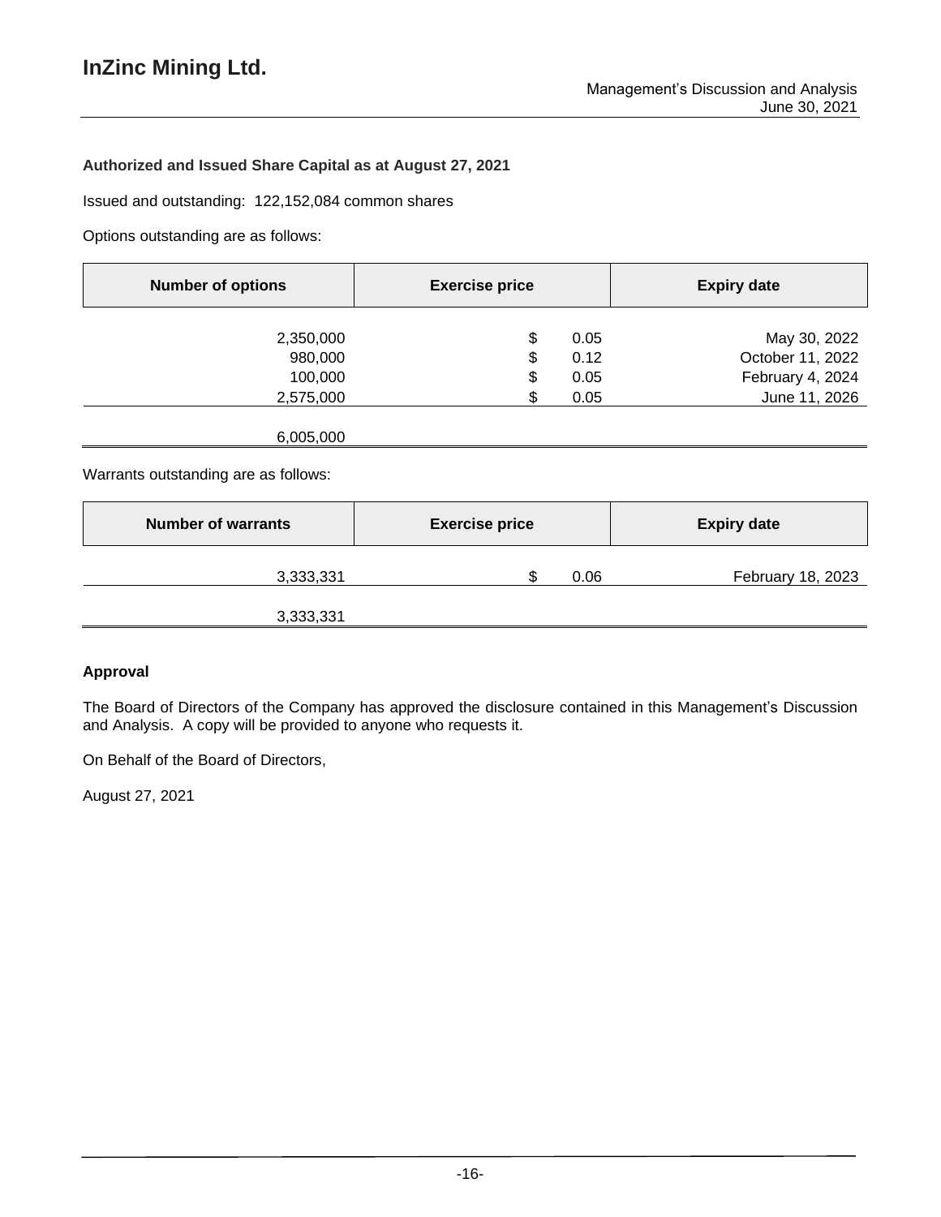**Authorized and Issued Share Capital as at August 27, 2021**

Issued and outstanding: 122,152,084 common shares

Options outstanding are as follows:

| Number of options | Exercise price | Expiry date |
|---|---|---|
| 2,350,000 | $ 0.05 | May 30, 2022 |
| 980,000 | $ 0.12 | October 11, 2022 |
| 100,000 | $ 0.05 | February 4, 2024 |
| 2,575,000 | $ 0.05 | June 11, 2026 |
| 6,005,000 | | |

Warrants outstanding are as follows:

| Number of warrants | Exercise price | Expiry date |
|---|---|---|
| 3,333,331 | $ 0.06 | February 18, 2023 |
| 3,333,331 | | |

**Approval**

The Board of Directors of the Company has approved the disclosure contained in this Management's Discussion and Analysis. A copy will be provided to anyone who requests it.

On Behalf of the Board of Directors,

August 27, 2021